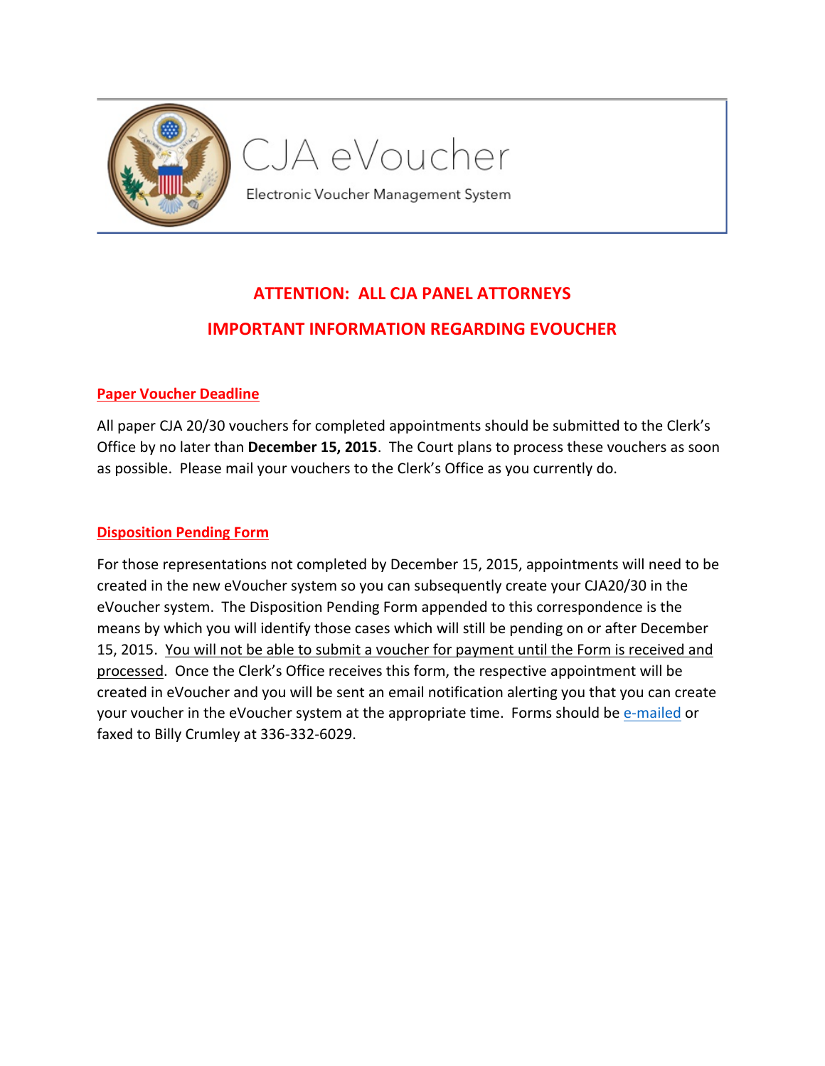# CJA eVoucher

Electronic Voucher Management System

## ATTENTION: ALL CJA PANEL ATTORNEYS

## IMPORTANT INFORMATION REGARDING EVOUCHER

### Paper Voucher Deadline

All paper CJA 20/30 vouchers for completed appointments should be submitted to the Clerk's Office by no later than **December 15, 2015**. The Court plans to process these vouchers as soon as possible. Please mail your vouchers to the Clerk's Office as you currently do.

### Disposition Pending Form

For those representations not completed by December 15, 2015, appointments will need to be created in the new eVoucher system so you can subsequently create your CJA20/30 in the eVoucher system. The Disposition Pending Form appended to this correspondence is the means by which you will identify those cases which will still be pending on or after December 15, 2015. You will not be able to submit a voucher for payment until the Form is received and processed. Once the Clerk's Office receives this form, the respective appointment will be created in eVoucher and you will be sent an email notification alerting you that you can create your voucher in the eVoucher system at the appropriate time. Forms should be e-mailed or faxed to Billy Crumley at 336-332-6029.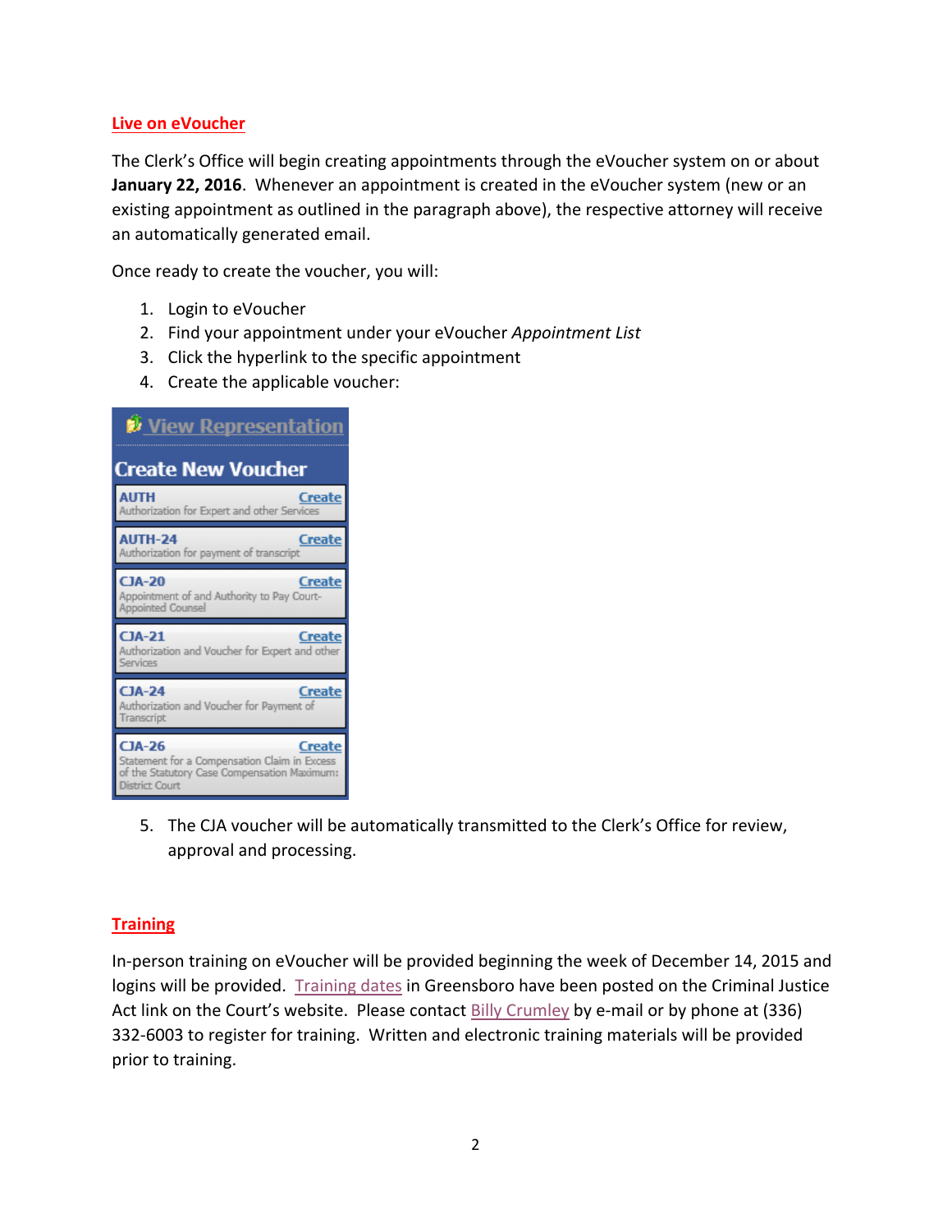## Live on eVoucher

The Clerk's Office will begin creating appointments through the eVoucher system on or about **January 22, 2016**. Whenever an appointment is created in the eVoucher system (new or an existing appointment as outlined in the paragraph above), the respective attorney will receive an automatically generated email.

Once ready to create the voucher, you will:

1. Login to eVoucher
2. Find your appointment under your eVoucher *Appointment List*
3. Click the hyperlink to the specific appointment
4. Create the applicable voucher:

View Representation

**Create New Voucher**

| Voucher | |
|---|---|
| **AUTH** Authorization for Expert and other Services | Create |
| **AUTH-24** Authorization for payment of transcript | Create |
| **CJA-20** Appointment of and Authority to Pay Court-Appointed Counsel | Create |
| **CJA-21** Authorization and Voucher for Expert and other Services | Create |
| **CJA-24** Authorization and Voucher for Payment of Transcript | Create |
| **CJA-26** Statement for a Compensation Claim in Excess of the Statutory Case Compensation Maximum: District Court | Create |

5. The CJA voucher will be automatically transmitted to the Clerk's Office for review, approval and processing.

## Training

In-person training on eVoucher will be provided beginning the week of December 14, 2015 and logins will be provided. Training dates in Greensboro have been posted on the Criminal Justice Act link on the Court's website. Please contact Billy Crumley by e-mail or by phone at (336) 332-6003 to register for training. Written and electronic training materials will be provided prior to training.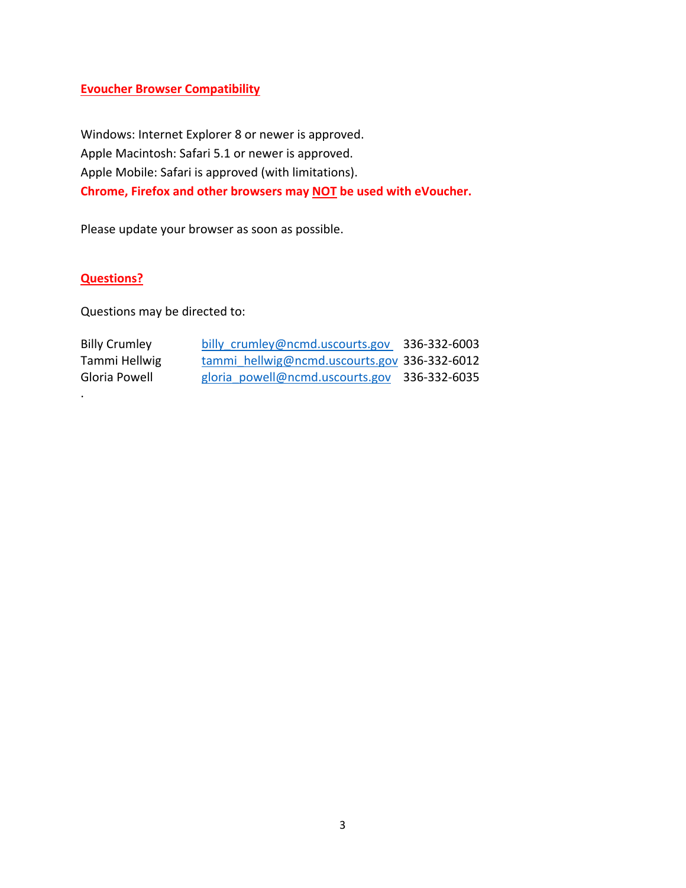## Evoucher Browser Compatibility

Windows: Internet Explorer 8 or newer is approved.
Apple Macintosh: Safari 5.1 or newer is approved.
Apple Mobile: Safari is approved (with limitations).
**Chrome, Firefox and other browsers may NOT be used with eVoucher.**

Please update your browser as soon as possible.

## Questions?

Questions may be directed to:

| | | |
|---|---|---|
| Billy Crumley | billy_crumley@ncmd.uscourts.gov | 336-332-6003 |
| Tammi Hellwig | tammi_hellwig@ncmd.uscourts.gov | 336-332-6012 |
| Gloria Powell | gloria_powell@ncmd.uscourts.gov | 336-332-6035 |

.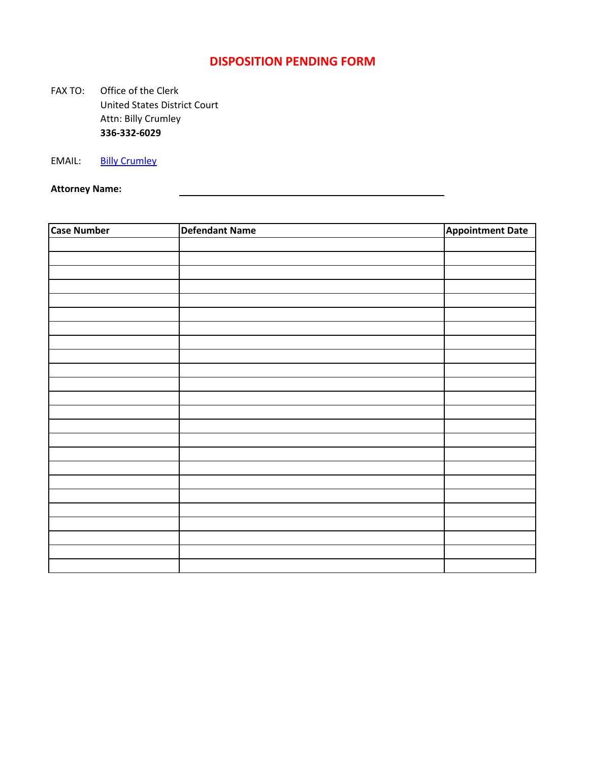# DISPOSITION PENDING FORM

FAX TO: Office of the Clerk
United States District Court
Attn: Billy Crumley
**336-332-6029**

EMAIL: [Billy Crumley]

**Attorney Name:** ______________________________

| Case Number | Defendant Name | Appointment Date |
|---|---|---|
| | | |
| | | |
| | | |
| | | |
| | | |
| | | |
| | | |
| | | |
| | | |
| | | |
| | | |
| | | |
| | | |
| | | |
| | | |
| | | |
| | | |
| | | |
| | | |
| | | |
| | | |
| | | |
| | | |
| | | |